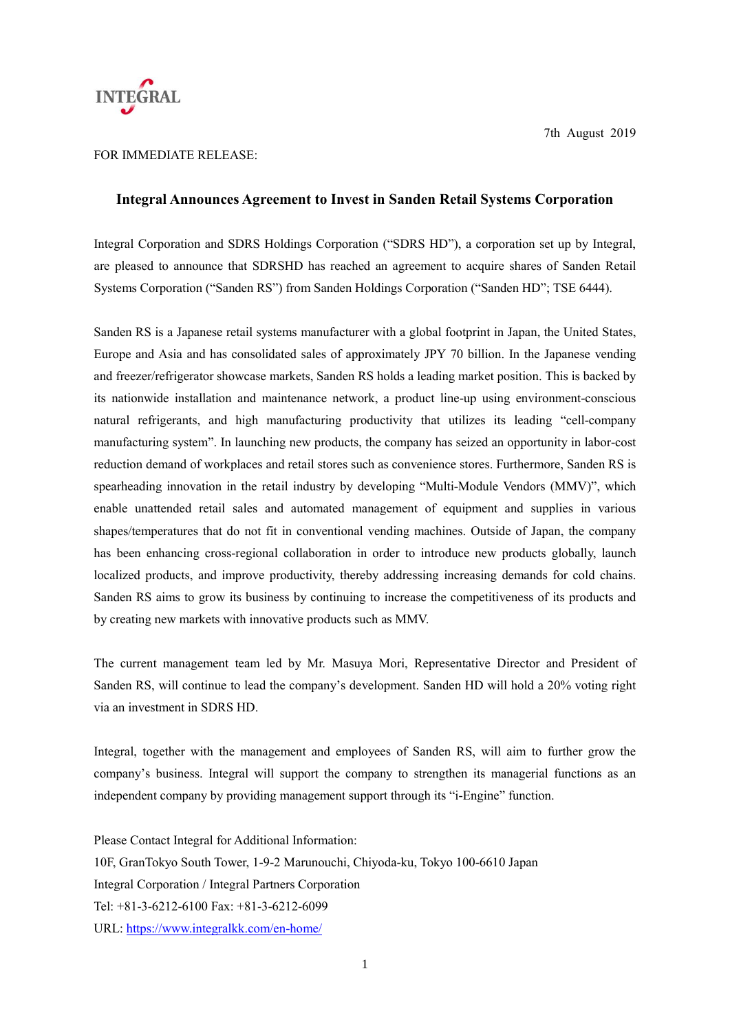INTEGRAL

7th August 2019

FOR IMMEDIATE RELEASE:

## Integral Announces Agreement to Invest in Sanden Retail Systems Corporation

Integral Corporation and SDRS Holdings Corporation ("SDRS HD"), a corporation set up by Integral, are pleased to announce that SDRSHD has reached an agreement to acquire shares of Sanden Retail Systems Corporation ("Sanden RS") from Sanden Holdings Corporation ("Sanden HD"; TSE 6444).

Sanden RS is a Japanese retail systems manufacturer with a global footprint in Japan, the United States, Europe and Asia and has consolidated sales of approximately JPY 70 billion. In the Japanese vending and freezer/refrigerator showcase markets, Sanden RS holds a leading market position. This is backed by its nationwide installation and maintenance network, a product line-up using environment-conscious natural refrigerants, and high manufacturing productivity that utilizes its leading "cell-company manufacturing system". In launching new products, the company has seized an opportunity in labor-cost reduction demand of workplaces and retail stores such as convenience stores. Furthermore, Sanden RS is spearheading innovation in the retail industry by developing "Multi-Module Vendors (MMV)", which enable unattended retail sales and automated management of equipment and supplies in various shapes/temperatures that do not fit in conventional vending machines. Outside of Japan, the company has been enhancing cross-regional collaboration in order to introduce new products globally, launch localized products, and improve productivity, thereby addressing increasing demands for cold chains. Sanden RS aims to grow its business by continuing to increase the competitiveness of its products and by creating new markets with innovative products such as MMV.

The current management team led by Mr. Masuya Mori, Representative Director and President of Sanden RS, will continue to lead the company's development. Sanden HD will hold a 20% voting right via an investment in SDRS HD.

Integral, together with the management and employees of Sanden RS, will aim to further grow the company's business. Integral will support the company to strengthen its managerial functions as an independent company by providing management support through its "i-Engine" function.

Please Contact Integral for Additional Information:
10F, GranTokyo South Tower, 1-9-2 Marunouchi, Chiyoda-ku, Tokyo 100-6610 Japan
Integral Corporation / Integral Partners Corporation
Tel: +81-3-6212-6100 Fax: +81-3-6212-6099
URL: https://www.integralkk.com/en-home/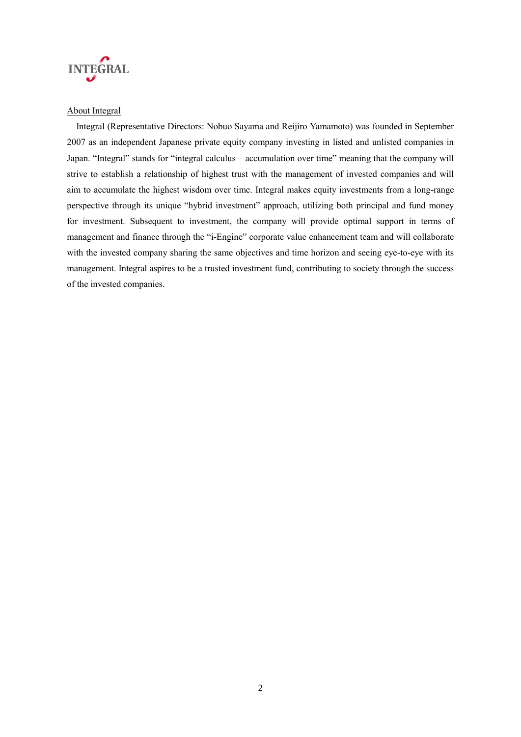INTEGRAL

About Integral

Integral (Representative Directors: Nobuo Sayama and Reijiro Yamamoto) was founded in September 2007 as an independent Japanese private equity company investing in listed and unlisted companies in Japan. "Integral" stands for "integral calculus – accumulation over time" meaning that the company will strive to establish a relationship of highest trust with the management of invested companies and will aim to accumulate the highest wisdom over time. Integral makes equity investments from a long-range perspective through its unique "hybrid investment" approach, utilizing both principal and fund money for investment. Subsequent to investment, the company will provide optimal support in terms of management and finance through the "i-Engine" corporate value enhancement team and will collaborate with the invested company sharing the same objectives and time horizon and seeing eye-to-eye with its management. Integral aspires to be a trusted investment fund, contributing to society through the success of the invested companies.